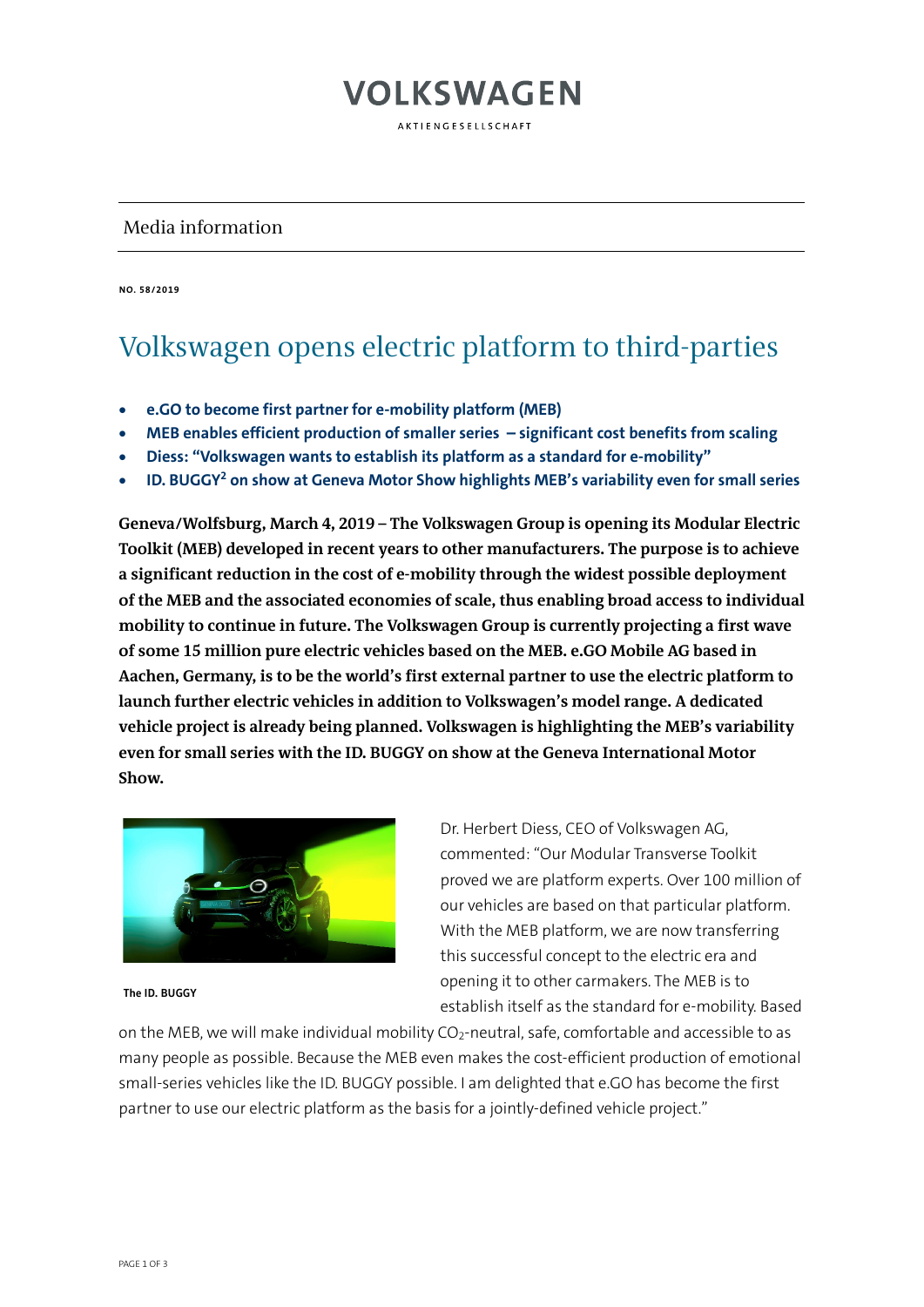VOLKSWAGEN

AKTIENGESELLSCHAFT

Media information

**NO. 58/2019**

# Volkswagen opens electric platform to third-parties

- **e.GO to become first partner for e-mobility platform (MEB)**
- **MEB enables efficient production of smaller series – significant cost benefits from scaling**
- **Diess: "Volkswagen wants to establish its platform as a standard for e-mobility"**
- **ID. BUGGY[2] on show at Geneva Motor Show highlights MEB's variability even for small series**

**Geneva/Wolfsburg, March 4, 2019 – The Volkswagen Group is opening its Modular Electric Toolkit (MEB) developed in recent years to other manufacturers. The purpose is to achieve a significant reduction in the cost of e-mobility through the widest possible deployment of the MEB and the associated economies of scale, thus enabling broad access to individual mobility to continue in future. The Volkswagen Group is currently projecting a first wave of some 15 million pure electric vehicles based on the MEB. e.GO Mobile AG based in Aachen, Germany, is to be the world's first external partner to use the electric platform to launch further electric vehicles in addition to Volkswagen's model range. A dedicated vehicle project is already being planned. Volkswagen is highlighting the MEB's variability even for small series with the ID. BUGGY on show at the Geneva International Motor Show.**

**The ID. BUGGY**

Dr. Herbert Diess, CEO of Volkswagen AG, commented: "Our Modular Transverse Toolkit proved we are platform experts. Over 100 million of our vehicles are based on that particular platform. With the MEB platform, we are now transferring this successful concept to the electric era and opening it to other carmakers. The MEB is to establish itself as the standard for e-mobility. Based on the MEB, we will make individual mobility $CO_2$-neutral, safe, comfortable and accessible to as many people as possible. Because the MEB even makes the cost-efficient production of emotional small-series vehicles like the ID. BUGGY possible. I am delighted that e.GO has become the first partner to use our electric platform as the basis for a jointly-defined vehicle project."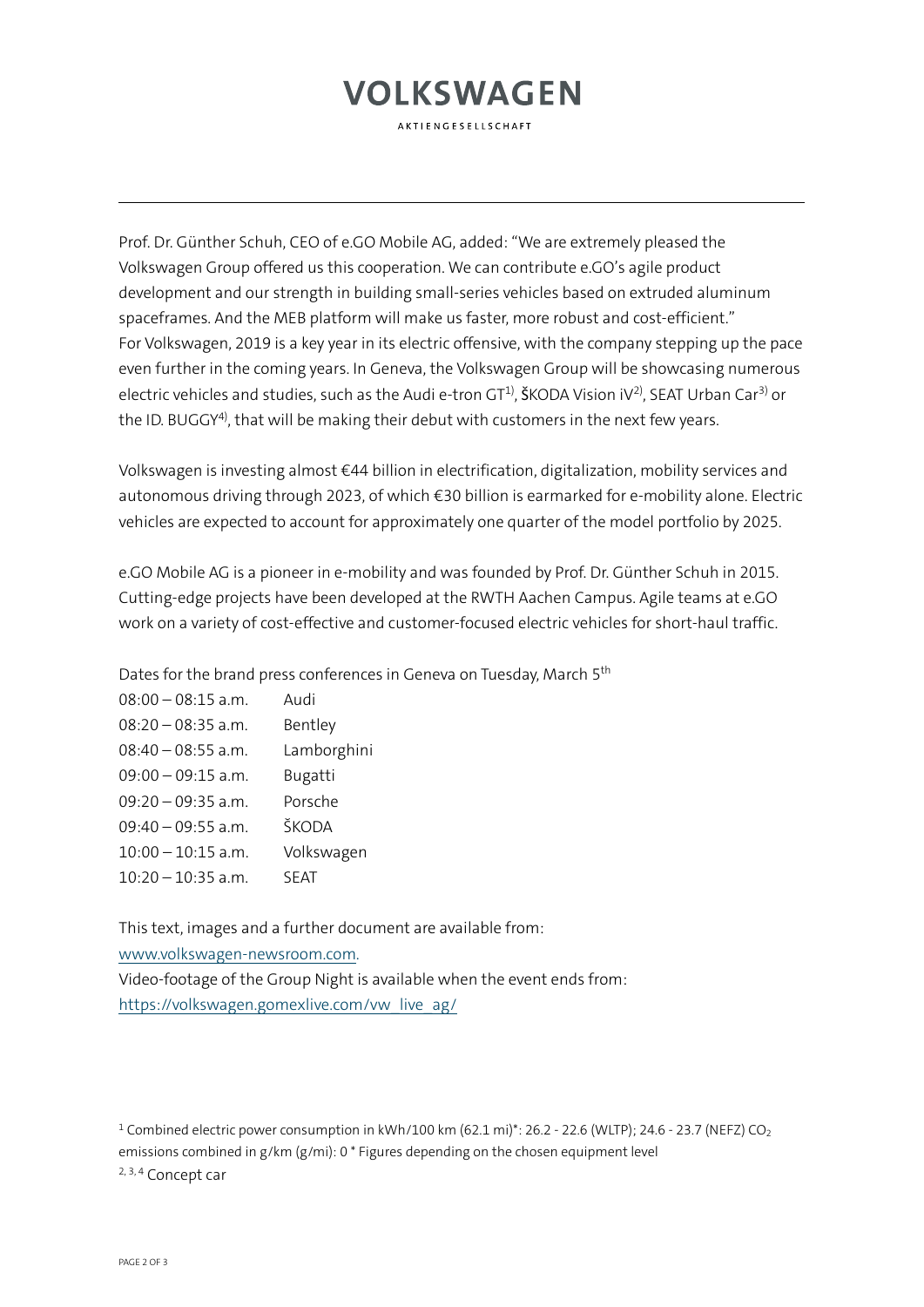Prof. Dr. Günther Schuh, CEO of e.GO Mobile AG, added: "We are extremely pleased the Volkswagen Group offered us this cooperation. We can contribute e.GO's agile product development and our strength in building small-series vehicles based on extruded aluminum spaceframes. And the MEB platform will make us faster, more robust and cost-efficient."
For Volkswagen, 2019 is a key year in its electric offensive, with the company stepping up the pace even further in the coming years. In Geneva, the Volkswagen Group will be showcasing numerous electric vehicles and studies, such as the Audi e-tron GT[1)], ŠKODA Vision iV[2)], SEAT Urban Car[3)] or the ID. BUGGY[4)], that will be making their debut with customers in the next few years.

Volkswagen is investing almost €44 billion in electrification, digitalization, mobility services and autonomous driving through 2023, of which €30 billion is earmarked for e-mobility alone. Electric vehicles are expected to account for approximately one quarter of the model portfolio by 2025.

e.GO Mobile AG is a pioneer in e-mobility and was founded by Prof. Dr. Günther Schuh in 2015. Cutting-edge projects have been developed at the RWTH Aachen Campus. Agile teams at e.GO work on a variety of cost-effective and customer-focused electric vehicles for short-haul traffic.

Dates for the brand press conferences in Geneva on Tuesday, March 5$^{th}$

| | |
|---|---|
| 08:00 – 08:15 a.m. | Audi |
| 08:20 – 08:35 a.m. | Bentley |
| 08:40 – 08:55 a.m. | Lamborghini |
| 09:00 – 09:15 a.m. | Bugatti |
| 09:20 – 09:35 a.m. | Porsche |
| 09:40 – 09:55 a.m. | ŠKODA |
| 10:00 – 10:15 a.m. | Volkswagen |
| 10:20 – 10:35 a.m. | SEAT |

This text, images and a further document are available from:
[www.volkswagen-newsroom.com](http://www.volkswagen-newsroom.com).
Video-footage of the Group Night is available when the event ends from:
[https://volkswagen.gomexlive.com/vw_live_ag/](https://volkswagen.gomexlive.com/vw_live_ag/)

[1] Combined electric power consumption in kWh/100 km (62.1 mi)*: 26.2 - 22.6 (WLTP); 24.6 - 23.7 (NEFZ) $CO_2$ emissions combined in g/km (g/mi): 0 * Figures depending on the chosen equipment level
[2, 3, 4] Concept car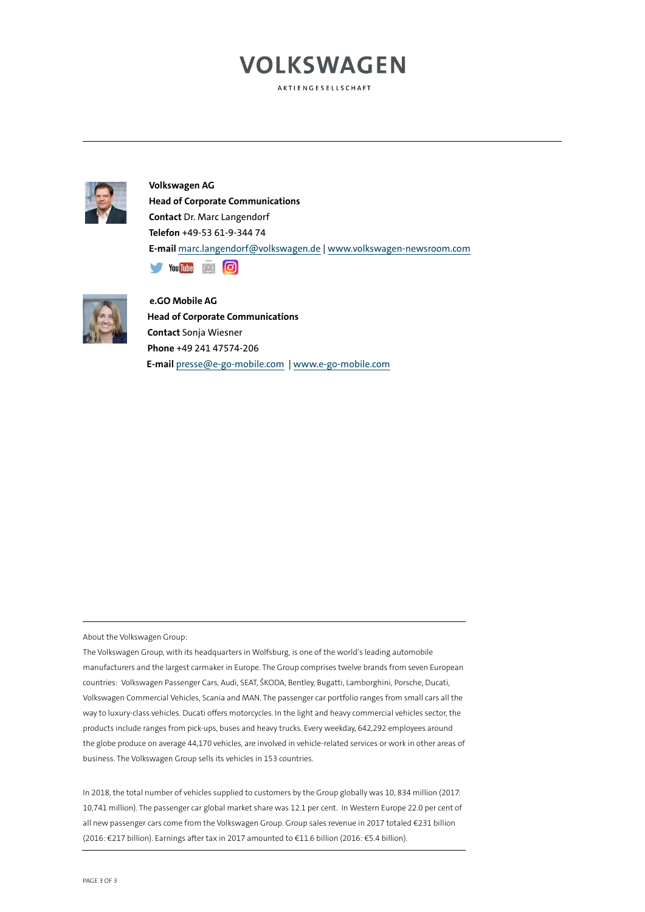# VOLKSWAGEN

AKTIENGESELLSCHAFT

---

**Volkswagen AG**
**Head of Corporate Communications**
**Contact** Dr. Marc Langendorf
**Telefon** +49-53 61-9-344 74
**E-mail** marc.langendorf@volkswagen.de | www.volkswagen-newsroom.com

**e.GO Mobile AG**
**Head of Corporate Communications**
**Contact** Sonja Wiesner
**Phone** +49 241 47574-206
**E-mail** presse@e-go-mobile.com | www.e-go-mobile.com

---

About the Volkswagen Group:

The Volkswagen Group, with its headquarters in Wolfsburg, is one of the world's leading automobile manufacturers and the largest carmaker in Europe. The Group comprises twelve brands from seven European countries: Volkswagen Passenger Cars, Audi, SEAT, ŠKODA, Bentley, Bugatti, Lamborghini, Porsche, Ducati, Volkswagen Commercial Vehicles, Scania and MAN. The passenger car portfolio ranges from small cars all the way to luxury-class vehicles. Ducati offers motorcycles. In the light and heavy commercial vehicles sector, the products include ranges from pick-ups, buses and heavy trucks. Every weekday, 642,292 employees around the globe produce on average 44,170 vehicles, are involved in vehicle-related services or work in other areas of business. The Volkswagen Group sells its vehicles in 153 countries.

In 2018, the total number of vehicles supplied to customers by the Group globally was 10, 834 million (2017: 10,741 million). The passenger car global market share was 12.1 per cent. In Western Europe 22.0 per cent of all new passenger cars come from the Volkswagen Group. Group sales revenue in 2017 totaled €231 billion (2016: €217 billion). Earnings after tax in 2017 amounted to €11.6 billion (2016: €5.4 billion).